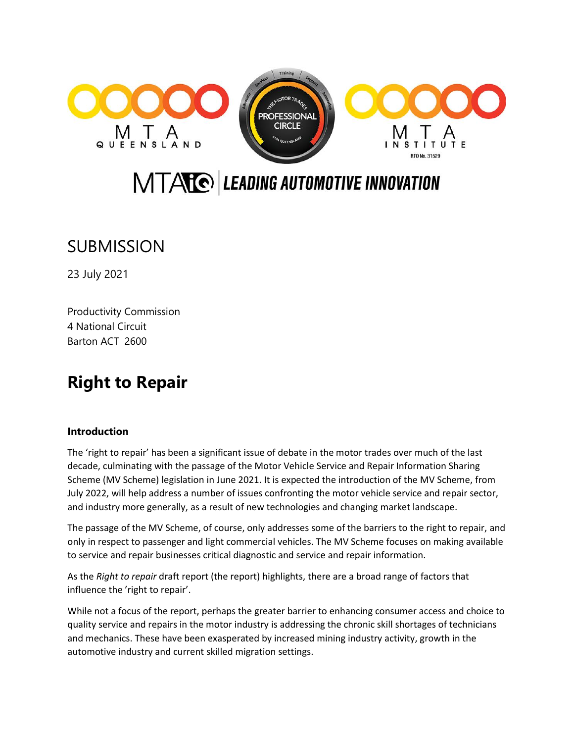# SUBMISSION

23 July 2021

Productivity Commission
4 National Circuit
Barton ACT 2600

# Right to Repair

### Introduction

The 'right to repair' has been a significant issue of debate in the motor trades over much of the last decade, culminating with the passage of the Motor Vehicle Service and Repair Information Sharing Scheme (MV Scheme) legislation in June 2021. It is expected the introduction of the MV Scheme, from July 2022, will help address a number of issues confronting the motor vehicle service and repair sector, and industry more generally, as a result of new technologies and changing market landscape.

The passage of the MV Scheme, of course, only addresses some of the barriers to the right to repair, and only in respect to passenger and light commercial vehicles. The MV Scheme focuses on making available to service and repair businesses critical diagnostic and service and repair information.

As the *Right to repair* draft report (the report) highlights, there are a broad range of factors that influence the 'right to repair'.

While not a focus of the report, perhaps the greater barrier to enhancing consumer access and choice to quality service and repairs in the motor industry is addressing the chronic skill shortages of technicians and mechanics. These have been exasperated by increased mining industry activity, growth in the automotive industry and current skilled migration settings.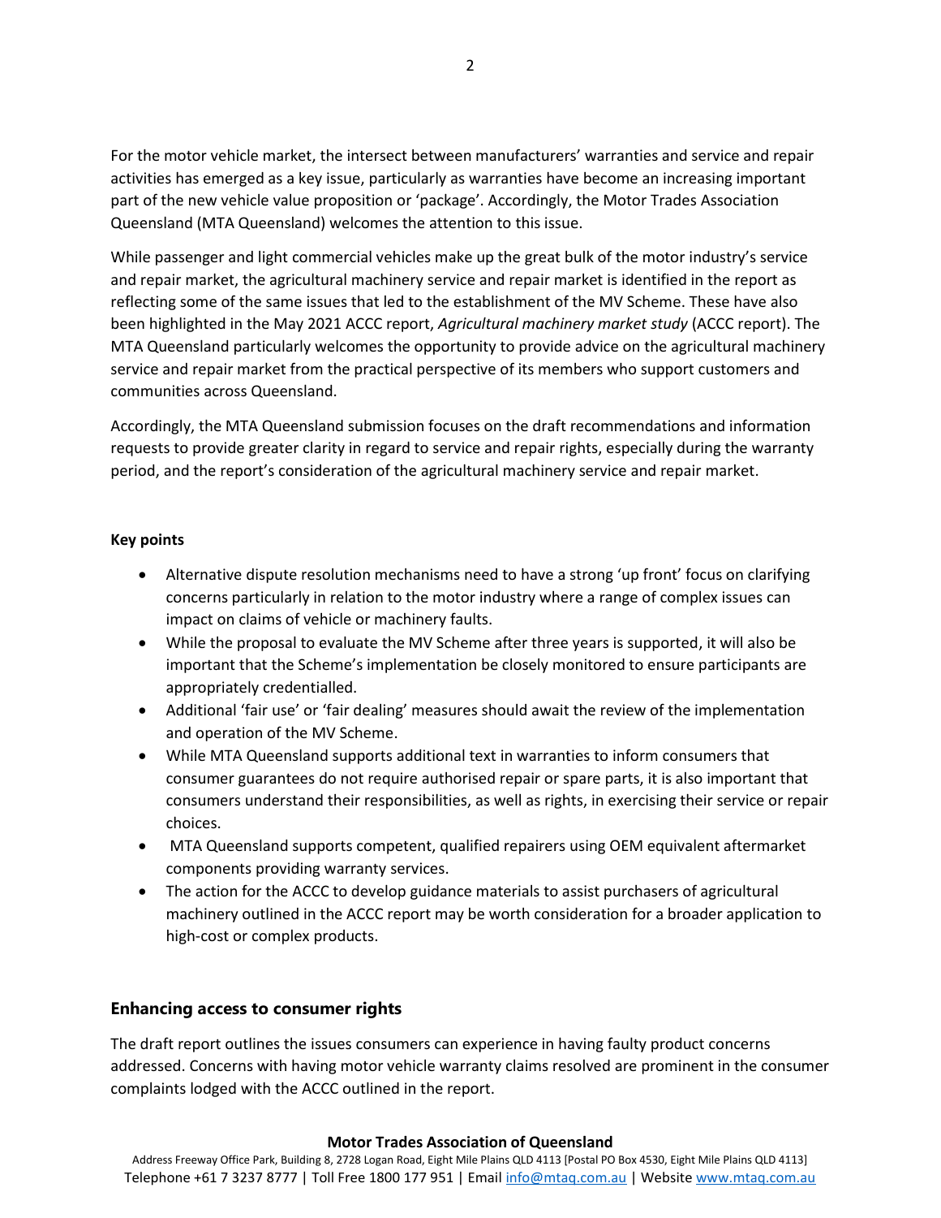For the motor vehicle market, the intersect between manufacturers' warranties and service and repair activities has emerged as a key issue, particularly as warranties have become an increasing important part of the new vehicle value proposition or 'package'. Accordingly, the Motor Trades Association Queensland (MTA Queensland) welcomes the attention to this issue.

While passenger and light commercial vehicles make up the great bulk of the motor industry's service and repair market, the agricultural machinery service and repair market is identified in the report as reflecting some of the same issues that led to the establishment of the MV Scheme. These have also been highlighted in the May 2021 ACCC report, *Agricultural machinery market study* (ACCC report). The MTA Queensland particularly welcomes the opportunity to provide advice on the agricultural machinery service and repair market from the practical perspective of its members who support customers and communities across Queensland.

Accordingly, the MTA Queensland submission focuses on the draft recommendations and information requests to provide greater clarity in regard to service and repair rights, especially during the warranty period, and the report's consideration of the agricultural machinery service and repair market.

**Key points**

- Alternative dispute resolution mechanisms need to have a strong 'up front' focus on clarifying concerns particularly in relation to the motor industry where a range of complex issues can impact on claims of vehicle or machinery faults.
- While the proposal to evaluate the MV Scheme after three years is supported, it will also be important that the Scheme's implementation be closely monitored to ensure participants are appropriately credentialled.
- Additional 'fair use' or 'fair dealing' measures should await the review of the implementation and operation of the MV Scheme.
- While MTA Queensland supports additional text in warranties to inform consumers that consumer guarantees do not require authorised repair or spare parts, it is also important that consumers understand their responsibilities, as well as rights, in exercising their service or repair choices.
- MTA Queensland supports competent, qualified repairers using OEM equivalent aftermarket components providing warranty services.
- The action for the ACCC to develop guidance materials to assist purchasers of agricultural machinery outlined in the ACCC report may be worth consideration for a broader application to high-cost or complex products.

## Enhancing access to consumer rights

The draft report outlines the issues consumers can experience in having faulty product concerns addressed. Concerns with having motor vehicle warranty claims resolved are prominent in the consumer complaints lodged with the ACCC outlined in the report.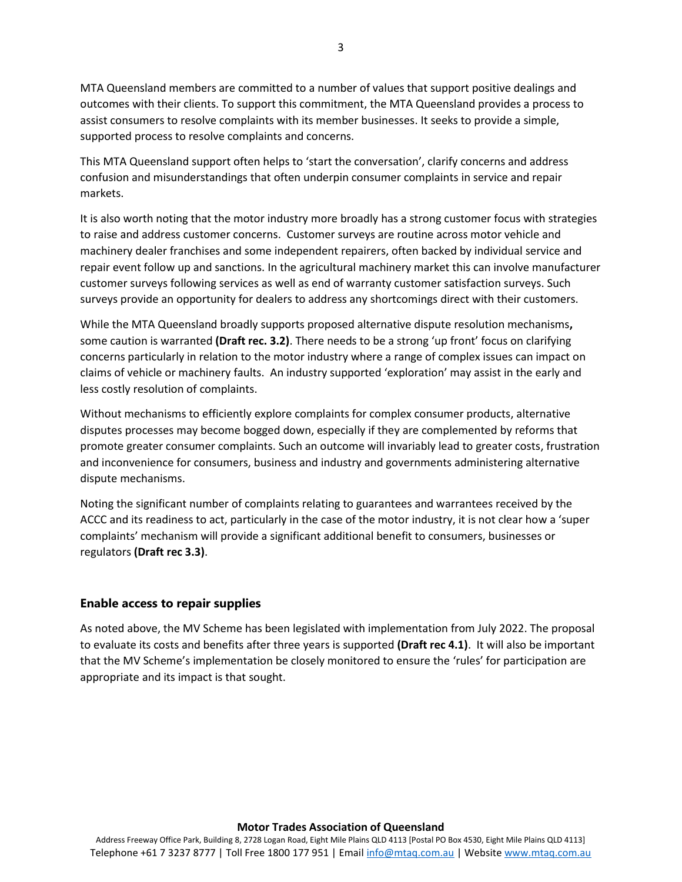MTA Queensland members are committed to a number of values that support positive dealings and outcomes with their clients. To support this commitment, the MTA Queensland provides a process to assist consumers to resolve complaints with its member businesses. It seeks to provide a simple, supported process to resolve complaints and concerns.

This MTA Queensland support often helps to 'start the conversation', clarify concerns and address confusion and misunderstandings that often underpin consumer complaints in service and repair markets.

It is also worth noting that the motor industry more broadly has a strong customer focus with strategies to raise and address customer concerns. Customer surveys are routine across motor vehicle and machinery dealer franchises and some independent repairers, often backed by individual service and repair event follow up and sanctions. In the agricultural machinery market this can involve manufacturer customer surveys following services as well as end of warranty customer satisfaction surveys. Such surveys provide an opportunity for dealers to address any shortcomings direct with their customers.

While the MTA Queensland broadly supports proposed alternative dispute resolution mechanisms**,** some caution is warranted **(Draft rec. 3.2)**. There needs to be a strong 'up front' focus on clarifying concerns particularly in relation to the motor industry where a range of complex issues can impact on claims of vehicle or machinery faults. An industry supported 'exploration' may assist in the early and less costly resolution of complaints.

Without mechanisms to efficiently explore complaints for complex consumer products, alternative disputes processes may become bogged down, especially if they are complemented by reforms that promote greater consumer complaints. Such an outcome will invariably lead to greater costs, frustration and inconvenience for consumers, business and industry and governments administering alternative dispute mechanisms.

Noting the significant number of complaints relating to guarantees and warrantees received by the ACCC and its readiness to act, particularly in the case of the motor industry, it is not clear how a 'super complaints' mechanism will provide a significant additional benefit to consumers, businesses or regulators **(Draft rec 3.3)**.

### Enable access to repair supplies

As noted above, the MV Scheme has been legislated with implementation from July 2022. The proposal to evaluate its costs and benefits after three years is supported **(Draft rec 4.1)**. It will also be important that the MV Scheme's implementation be closely monitored to ensure the 'rules' for participation are appropriate and its impact is that sought.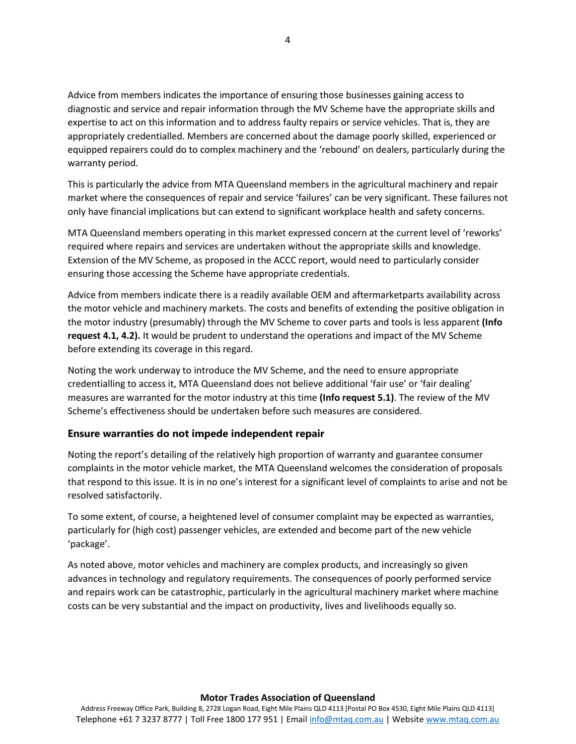Advice from members indicates the importance of ensuring those businesses gaining access to diagnostic and service and repair information through the MV Scheme have the appropriate skills and expertise to act on this information and to address faulty repairs or service vehicles. That is, they are appropriately credentialled. Members are concerned about the damage poorly skilled, experienced or equipped repairers could do to complex machinery and the 'rebound' on dealers, particularly during the warranty period.

This is particularly the advice from MTA Queensland members in the agricultural machinery and repair market where the consequences of repair and service 'failures' can be very significant. These failures not only have financial implications but can extend to significant workplace health and safety concerns.

MTA Queensland members operating in this market expressed concern at the current level of 'reworks' required where repairs and services are undertaken without the appropriate skills and knowledge. Extension of the MV Scheme, as proposed in the ACCC report, would need to particularly consider ensuring those accessing the Scheme have appropriate credentials.

Advice from members indicate there is a readily available OEM and aftermarketparts availability across the motor vehicle and machinery markets. The costs and benefits of extending the positive obligation in the motor industry (presumably) through the MV Scheme to cover parts and tools is less apparent **(Info request 4.1, 4.2).** It would be prudent to understand the operations and impact of the MV Scheme before extending its coverage in this regard.

Noting the work underway to introduce the MV Scheme, and the need to ensure appropriate credentialling to access it, MTA Queensland does not believe additional 'fair use' or 'fair dealing' measures are warranted for the motor industry at this time **(Info request 5.1)**. The review of the MV Scheme's effectiveness should be undertaken before such measures are considered.

### Ensure warranties do not impede independent repair

Noting the report's detailing of the relatively high proportion of warranty and guarantee consumer complaints in the motor vehicle market, the MTA Queensland welcomes the consideration of proposals that respond to this issue. It is in no one's interest for a significant level of complaints to arise and not be resolved satisfactorily.

To some extent, of course, a heightened level of consumer complaint may be expected as warranties, particularly for (high cost) passenger vehicles, are extended and become part of the new vehicle 'package'.

As noted above, motor vehicles and machinery are complex products, and increasingly so given advances in technology and regulatory requirements. The consequences of poorly performed service and repairs work can be catastrophic, particularly in the agricultural machinery market where machine costs can be very substantial and the impact on productivity, lives and livelihoods equally so.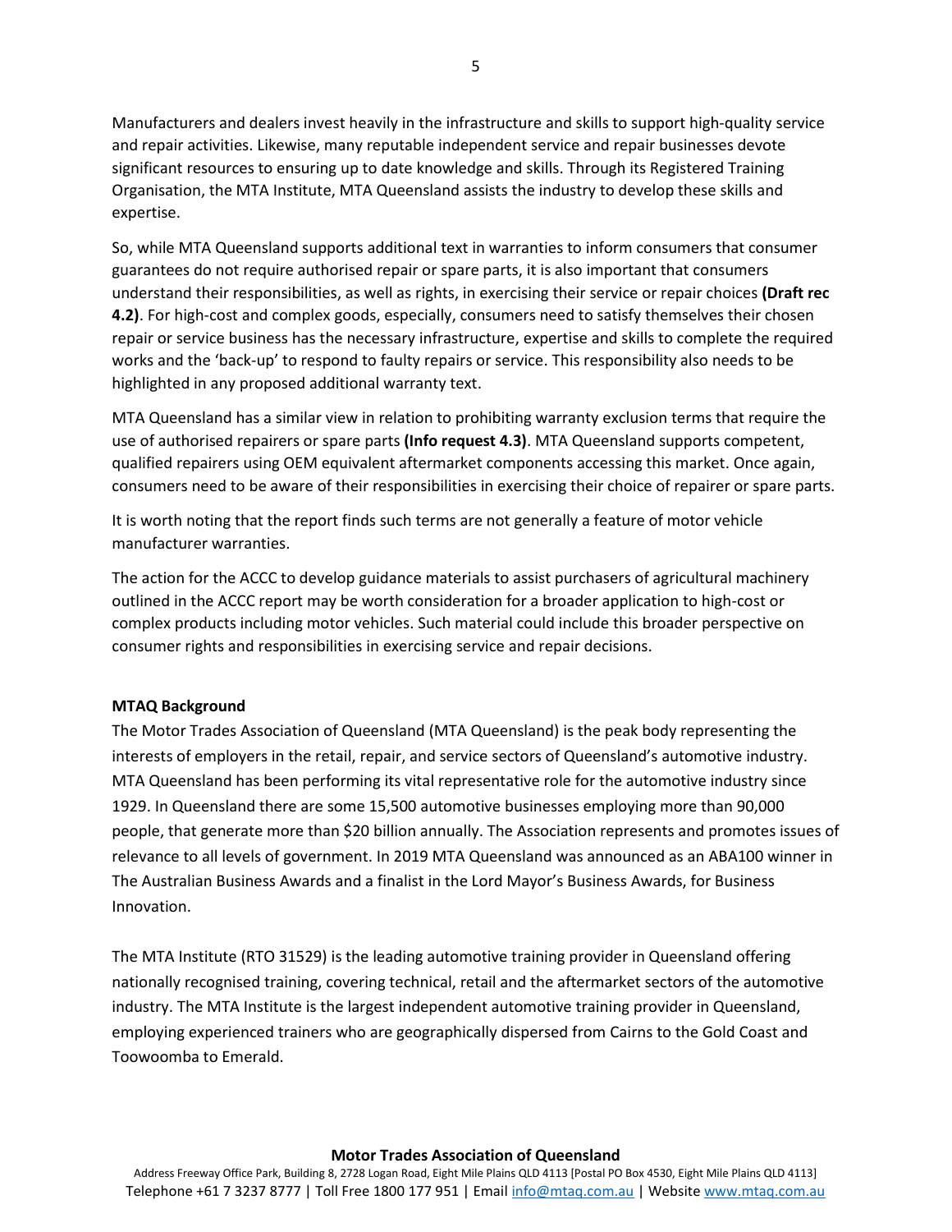Manufacturers and dealers invest heavily in the infrastructure and skills to support high-quality service and repair activities. Likewise, many reputable independent service and repair businesses devote significant resources to ensuring up to date knowledge and skills. Through its Registered Training Organisation, the MTA Institute, MTA Queensland assists the industry to develop these skills and expertise.

So, while MTA Queensland supports additional text in warranties to inform consumers that consumer guarantees do not require authorised repair or spare parts, it is also important that consumers understand their responsibilities, as well as rights, in exercising their service or repair choices **(Draft rec 4.2)**. For high-cost and complex goods, especially, consumers need to satisfy themselves their chosen repair or service business has the necessary infrastructure, expertise and skills to complete the required works and the 'back-up' to respond to faulty repairs or service. This responsibility also needs to be highlighted in any proposed additional warranty text.

MTA Queensland has a similar view in relation to prohibiting warranty exclusion terms that require the use of authorised repairers or spare parts **(Info request 4.3)**. MTA Queensland supports competent, qualified repairers using OEM equivalent aftermarket components accessing this market. Once again, consumers need to be aware of their responsibilities in exercising their choice of repairer or spare parts.

It is worth noting that the report finds such terms are not generally a feature of motor vehicle manufacturer warranties.

The action for the ACCC to develop guidance materials to assist purchasers of agricultural machinery outlined in the ACCC report may be worth consideration for a broader application to high-cost or complex products including motor vehicles. Such material could include this broader perspective on consumer rights and responsibilities in exercising service and repair decisions.

**MTAQ Background**

The Motor Trades Association of Queensland (MTA Queensland) is the peak body representing the interests of employers in the retail, repair, and service sectors of Queensland's automotive industry. MTA Queensland has been performing its vital representative role for the automotive industry since 1929. In Queensland there are some 15,500 automotive businesses employing more than 90,000 people, that generate more than $20 billion annually. The Association represents and promotes issues of relevance to all levels of government. In 2019 MTA Queensland was announced as an ABA100 winner in The Australian Business Awards and a finalist in the Lord Mayor's Business Awards, for Business Innovation.

The MTA Institute (RTO 31529) is the leading automotive training provider in Queensland offering nationally recognised training, covering technical, retail and the aftermarket sectors of the automotive industry. The MTA Institute is the largest independent automotive training provider in Queensland, employing experienced trainers who are geographically dispersed from Cairns to the Gold Coast and Toowoomba to Emerald.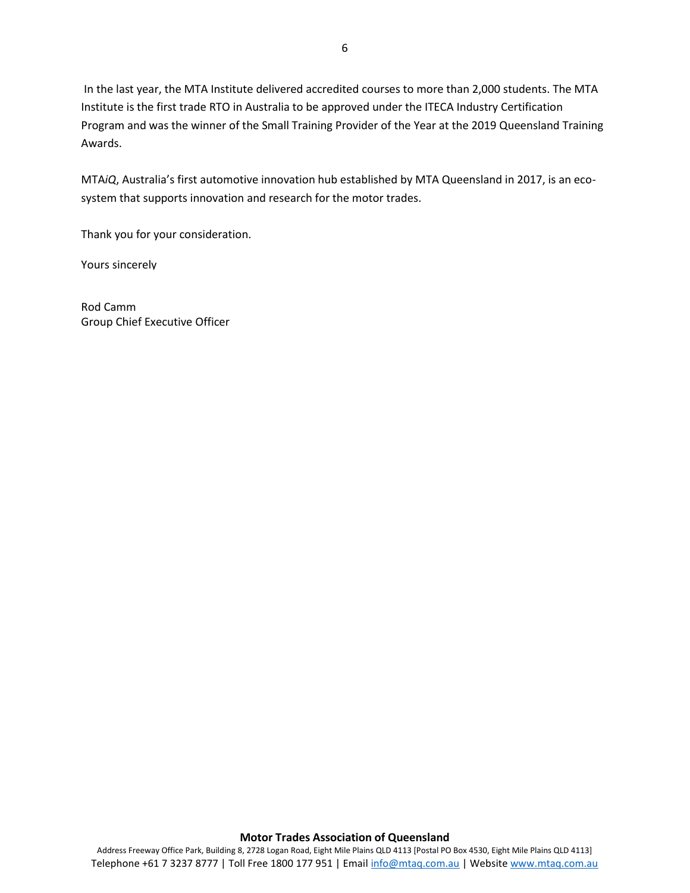In the last year, the MTA Institute delivered accredited courses to more than 2,000 students. The MTA Institute is the first trade RTO in Australia to be approved under the ITECA Industry Certification Program and was the winner of the Small Training Provider of the Year at the 2019 Queensland Training Awards.

MTA*iQ*, Australia's first automotive innovation hub established by MTA Queensland in 2017, is an eco-system that supports innovation and research for the motor trades.

Thank you for your consideration.

Yours sincerely

Rod Camm
Group Chief Executive Officer

**Motor Trades Association of Queensland**
Address Freeway Office Park, Building 8, 2728 Logan Road, Eight Mile Plains QLD 4113 [Postal PO Box 4530, Eight Mile Plains QLD 4113]
Telephone +61 7 3237 8777 | Toll Free 1800 177 951 | Email info@mtaq.com.au | Website www.mtaq.com.au